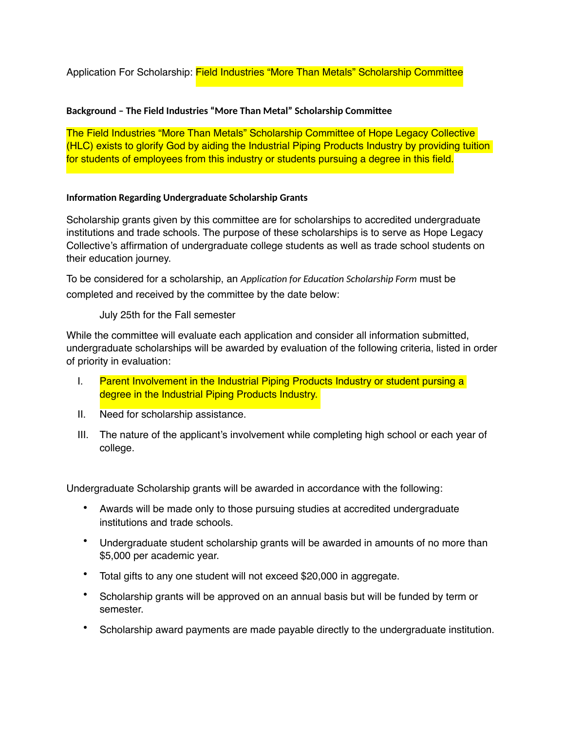Application For Scholarship: Field Industries “More Than Metals” Scholarship Committee

**Background – The Field Industries “More Than Metal” Scholarship Committee**

The Field Industries “More Than Metals” Scholarship Committee of Hope Legacy Collective (HLC) exists to glorify God by aiding the Industrial Piping Products Industry by providing tuition for students of employees from this industry or students pursuing a degree in this field.

**Information Regarding Undergraduate Scholarship Grants**

Scholarship grants given by this committee are for scholarships to accredited undergraduate institutions and trade schools. The purpose of these scholarships is to serve as Hope Legacy Collective’s affirmation of undergraduate college students as well as trade school students on their education journey.

To be considered for a scholarship, an *Application for Education Scholarship Form* must be completed and received by the committee by the date below:

July 25th for the Fall semester

While the committee will evaluate each application and consider all information submitted, undergraduate scholarships will be awarded by evaluation of the following criteria, listed in order of priority in evaluation:

I. Parent Involvement in the Industrial Piping Products Industry or student pursing a degree in the Industrial Piping Products Industry.

II. Need for scholarship assistance.

III. The nature of the applicant’s involvement while completing high school or each year of college.

Undergraduate Scholarship grants will be awarded in accordance with the following:

- Awards will be made only to those pursuing studies at accredited undergraduate institutions and trade schools.
- Undergraduate student scholarship grants will be awarded in amounts of no more than $5,000 per academic year.
- Total gifts to any one student will not exceed $20,000 in aggregate.
- Scholarship grants will be approved on an annual basis but will be funded by term or semester.
- Scholarship award payments are made payable directly to the undergraduate institution.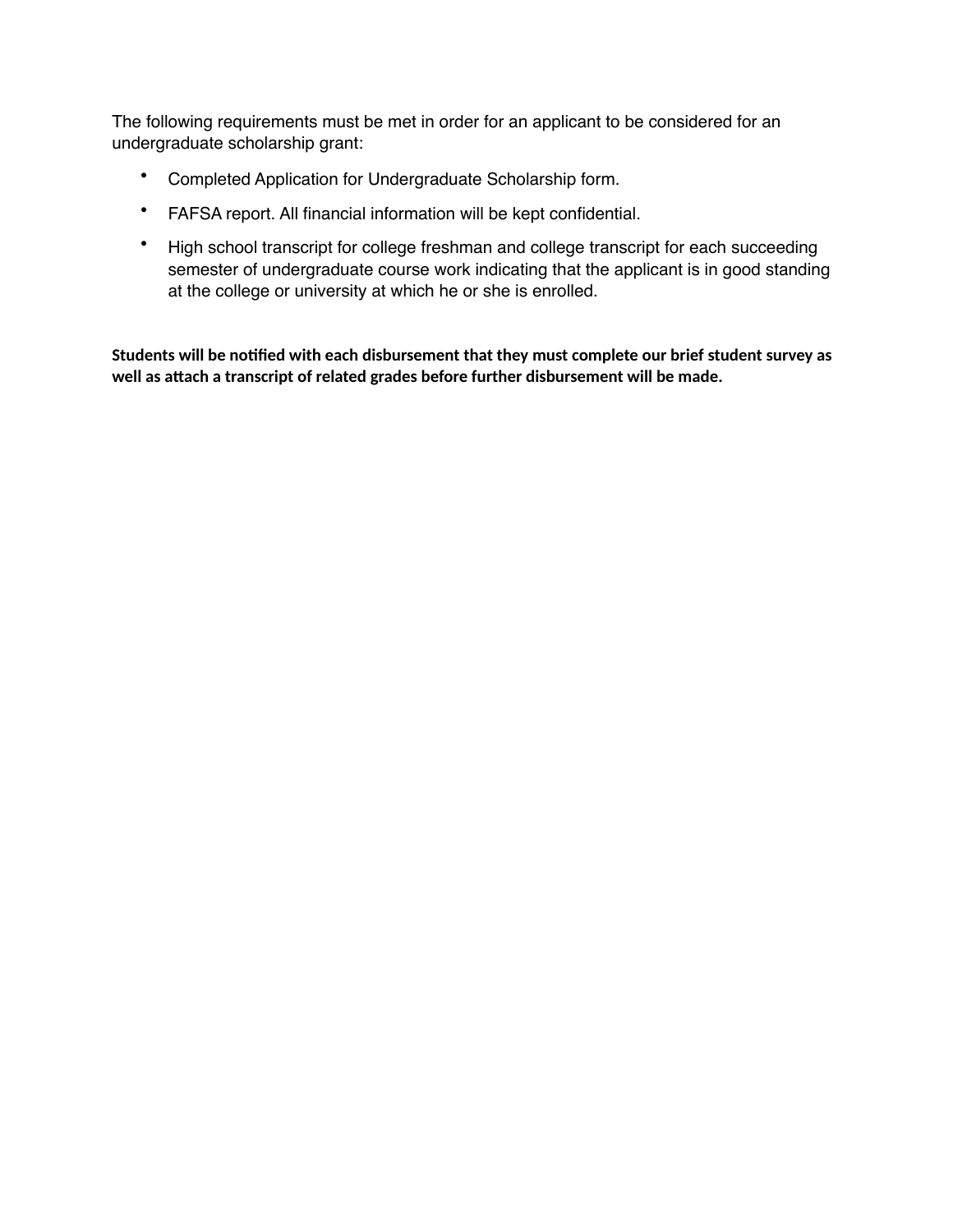The following requirements must be met in order for an applicant to be considered for an undergraduate scholarship grant:

- Completed Application for Undergraduate Scholarship form.
- FAFSA report. All financial information will be kept confidential.
- High school transcript for college freshman and college transcript for each succeeding semester of undergraduate course work indicating that the applicant is in good standing at the college or university at which he or she is enrolled.

**Students will be notified with each disbursement that they must complete our brief student survey as well as attach a transcript of related grades before further disbursement will be made.**